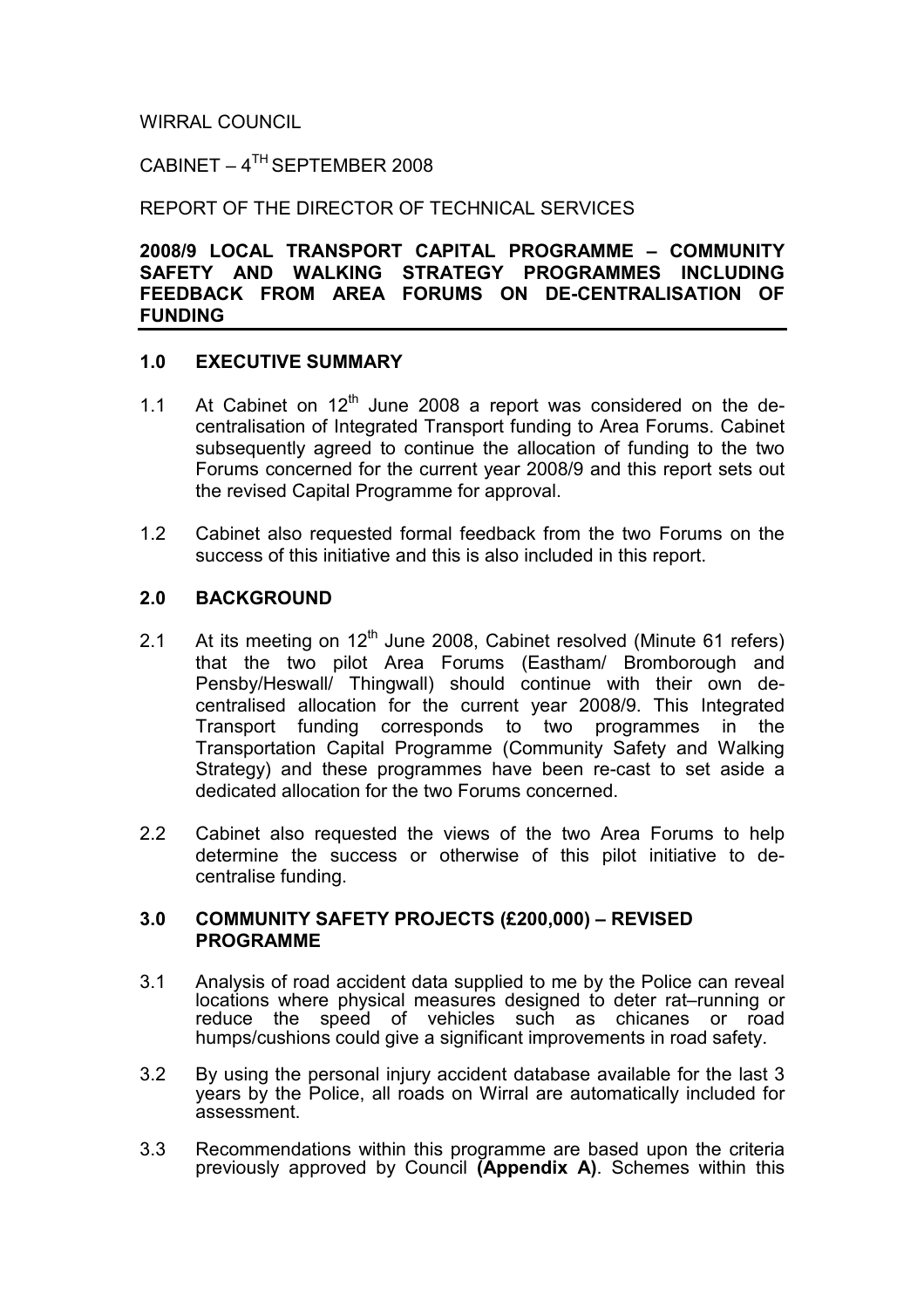WIRRAL COUNCIL

CABINET – 4[TH] SEPTEMBER 2008

REPORT OF THE DIRECTOR OF TECHNICAL SERVICES

**2008/9 LOCAL TRANSPORT CAPITAL PROGRAMME – COMMUNITY SAFETY AND WALKING STRATEGY PROGRAMMES INCLUDING FEEDBACK FROM AREA FORUMS ON DE-CENTRALISATION OF FUNDING**

## 1.0 EXECUTIVE SUMMARY

1.1 At Cabinet on 12[th] June 2008 a report was considered on the de-centralisation of Integrated Transport funding to Area Forums. Cabinet subsequently agreed to continue the allocation of funding to the two Forums concerned for the current year 2008/9 and this report sets out the revised Capital Programme for approval.

1.2 Cabinet also requested formal feedback from the two Forums on the success of this initiative and this is also included in this report.

## 2.0 BACKGROUND

2.1 At its meeting on 12[th] June 2008, Cabinet resolved (Minute 61 refers) that the two pilot Area Forums (Eastham/ Bromborough and Pensby/Heswall/ Thingwall) should continue with their own de-centralised allocation for the current year 2008/9. This Integrated Transport funding corresponds to two programmes in the Transportation Capital Programme (Community Safety and Walking Strategy) and these programmes have been re-cast to set aside a dedicated allocation for the two Forums concerned.

2.2 Cabinet also requested the views of the two Area Forums to help determine the success or otherwise of this pilot initiative to de-centralise funding.

## 3.0 COMMUNITY SAFETY PROJECTS (£200,000) – REVISED PROGRAMME

3.1 Analysis of road accident data supplied to me by the Police can reveal locations where physical measures designed to deter rat–running or reduce the speed of vehicles such as chicanes or road humps/cushions could give a significant improvements in road safety.

3.2 By using the personal injury accident database available for the last 3 years by the Police, all roads on Wirral are automatically included for assessment.

3.3 Recommendations within this programme are based upon the criteria previously approved by Council **(Appendix A)**. Schemes within this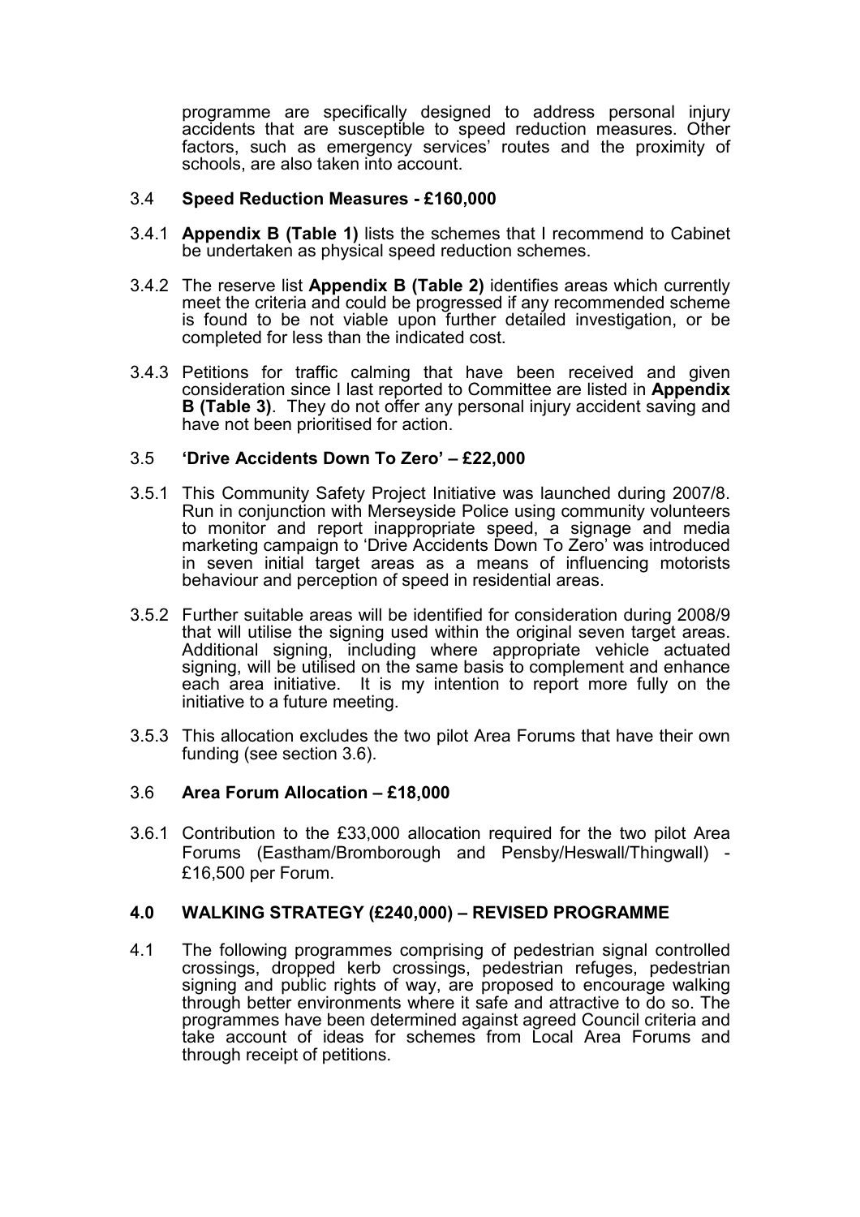programme are specifically designed to address personal injury accidents that are susceptible to speed reduction measures. Other factors, such as emergency services' routes and the proximity of schools, are also taken into account.

3.4 **Speed Reduction Measures - £160,000**

3.4.1 **Appendix B (Table 1)** lists the schemes that I recommend to Cabinet be undertaken as physical speed reduction schemes.

3.4.2 The reserve list **Appendix B (Table 2)** identifies areas which currently meet the criteria and could be progressed if any recommended scheme is found to be not viable upon further detailed investigation, or be completed for less than the indicated cost.

3.4.3 Petitions for traffic calming that have been received and given consideration since I last reported to Committee are listed in **Appendix B (Table 3)**. They do not offer any personal injury accident saving and have not been prioritised for action.

3.5 **'Drive Accidents Down To Zero' – £22,000**

3.5.1 This Community Safety Project Initiative was launched during 2007/8. Run in conjunction with Merseyside Police using community volunteers to monitor and report inappropriate speed, a signage and media marketing campaign to 'Drive Accidents Down To Zero' was introduced in seven initial target areas as a means of influencing motorists behaviour and perception of speed in residential areas.

3.5.2 Further suitable areas will be identified for consideration during 2008/9 that will utilise the signing used within the original seven target areas. Additional signing, including where appropriate vehicle actuated signing, will be utilised on the same basis to complement and enhance each area initiative. It is my intention to report more fully on the initiative to a future meeting.

3.5.3 This allocation excludes the two pilot Area Forums that have their own funding (see section 3.6).

3.6 **Area Forum Allocation – £18,000**

3.6.1 Contribution to the £33,000 allocation required for the two pilot Area Forums (Eastham/Bromborough and Pensby/Heswall/Thingwall) - £16,500 per Forum.

**4.0 WALKING STRATEGY (£240,000) – REVISED PROGRAMME**

4.1 The following programmes comprising of pedestrian signal controlled crossings, dropped kerb crossings, pedestrian refuges, pedestrian signing and public rights of way, are proposed to encourage walking through better environments where it safe and attractive to do so. The programmes have been determined against agreed Council criteria and take account of ideas for schemes from Local Area Forums and through receipt of petitions.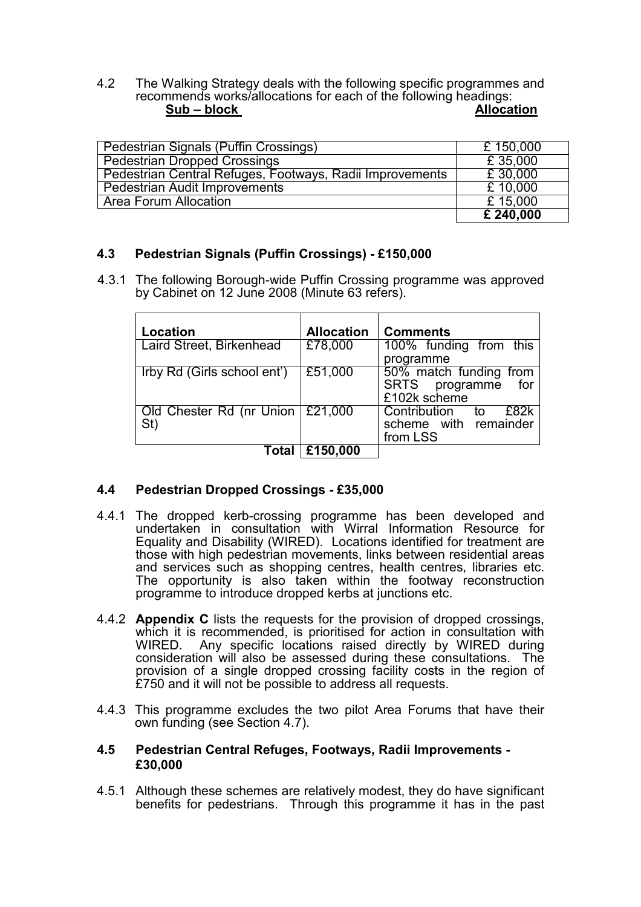4.2 The Walking Strategy deals with the following specific programmes and recommends works/allocations for each of the following headings:

| **Sub – block** | **Allocation** |
|---|---|
| Pedestrian Signals (Puffin Crossings) | £ 150,000 |
| Pedestrian Dropped Crossings | £ 35,000 |
| Pedestrian Central Refuges, Footways, Radii Improvements | £ 30,000 |
| Pedestrian Audit Improvements | £ 10,000 |
| Area Forum Allocation | £ 15,000 |
| | **£ 240,000** |

### 4.3 Pedestrian Signals (Puffin Crossings) - £150,000

4.3.1 The following Borough-wide Puffin Crossing programme was approved by Cabinet on 12 June 2008 (Minute 63 refers).

| **Location** | **Allocation** | **Comments** |
|---|---|---|
| Laird Street, Birkenhead | £78,000 | 100% funding from this programme |
| Irby Rd (Girls school ent') | £51,000 | 50% match funding from SRTS programme for £102k scheme |
| Old Chester Rd (nr Union St) | £21,000 | Contribution to £82k scheme with remainder from LSS |
| **Total** | **£150,000** | |

### 4.4 Pedestrian Dropped Crossings - £35,000

4.4.1 The dropped kerb-crossing programme has been developed and undertaken in consultation with Wirral Information Resource for Equality and Disability (WIRED). Locations identified for treatment are those with high pedestrian movements, links between residential areas and services such as shopping centres, health centres, libraries etc. The opportunity is also taken within the footway reconstruction programme to introduce dropped kerbs at junctions etc.

4.4.2 **Appendix C** lists the requests for the provision of dropped crossings, which it is recommended, is prioritised for action in consultation with WIRED. Any specific locations raised directly by WIRED during consideration will also be assessed during these consultations. The provision of a single dropped crossing facility costs in the region of £750 and it will not be possible to address all requests.

4.4.3 This programme excludes the two pilot Area Forums that have their own funding (see Section 4.7).

### 4.5 Pedestrian Central Refuges, Footways, Radii Improvements - £30,000

4.5.1 Although these schemes are relatively modest, they do have significant benefits for pedestrians. Through this programme it has in the past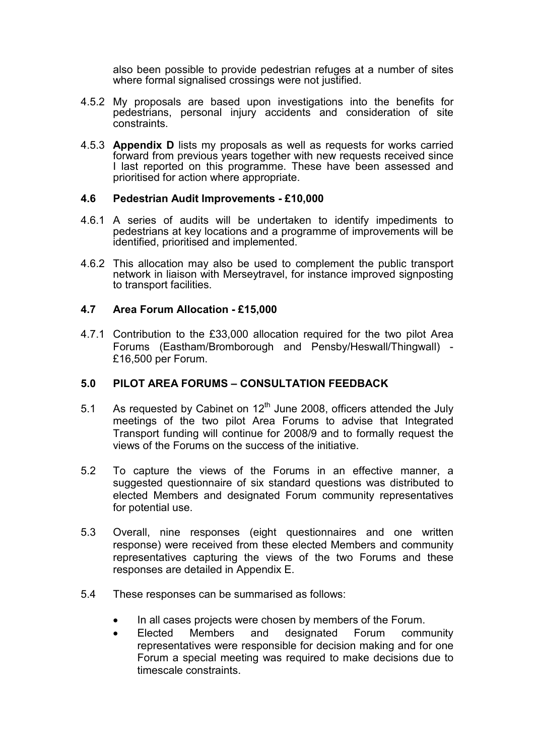also been possible to provide pedestrian refuges at a number of sites where formal signalised crossings were not justified.

4.5.2 My proposals are based upon investigations into the benefits for pedestrians, personal injury accidents and consideration of site constraints.

4.5.3 **Appendix D** lists my proposals as well as requests for works carried forward from previous years together with new requests received since I last reported on this programme. These have been assessed and prioritised for action where appropriate.

### 4.6 Pedestrian Audit Improvements - £10,000

4.6.1 A series of audits will be undertaken to identify impediments to pedestrians at key locations and a programme of improvements will be identified, prioritised and implemented.

4.6.2 This allocation may also be used to complement the public transport network in liaison with Merseytravel, for instance improved signposting to transport facilities.

### 4.7 Area Forum Allocation - £15,000

4.7.1 Contribution to the £33,000 allocation required for the two pilot Area Forums (Eastham/Bromborough and Pensby/Heswall/Thingwall) - £16,500 per Forum.

## 5.0 PILOT AREA FORUMS – CONSULTATION FEEDBACK

5.1 As requested by Cabinet on 12th June 2008, officers attended the July meetings of the two pilot Area Forums to advise that Integrated Transport funding will continue for 2008/9 and to formally request the views of the Forums on the success of the initiative.

5.2 To capture the views of the Forums in an effective manner, a suggested questionnaire of six standard questions was distributed to elected Members and designated Forum community representatives for potential use.

5.3 Overall, nine responses (eight questionnaires and one written response) were received from these elected Members and community representatives capturing the views of the two Forums and these responses are detailed in Appendix E.

5.4 These responses can be summarised as follows:

- In all cases projects were chosen by members of the Forum.
- Elected Members and designated Forum community representatives were responsible for decision making and for one Forum a special meeting was required to make decisions due to timescale constraints.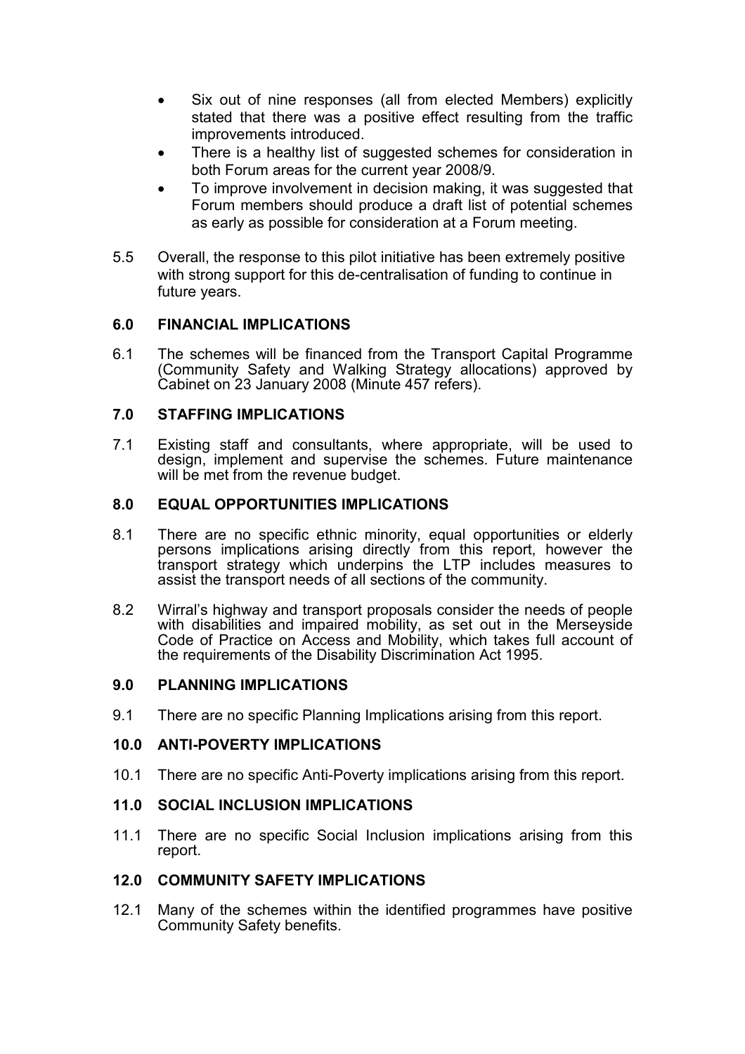- Six out of nine responses (all from elected Members) explicitly stated that there was a positive effect resulting from the traffic improvements introduced.
- There is a healthy list of suggested schemes for consideration in both Forum areas for the current year 2008/9.
- To improve involvement in decision making, it was suggested that Forum members should produce a draft list of potential schemes as early as possible for consideration at a Forum meeting.

5.5 Overall, the response to this pilot initiative has been extremely positive with strong support for this de-centralisation of funding to continue in future years.

## 6.0 FINANCIAL IMPLICATIONS

6.1 The schemes will be financed from the Transport Capital Programme (Community Safety and Walking Strategy allocations) approved by Cabinet on 23 January 2008 (Minute 457 refers).

## 7.0 STAFFING IMPLICATIONS

7.1 Existing staff and consultants, where appropriate, will be used to design, implement and supervise the schemes. Future maintenance will be met from the revenue budget.

## 8.0 EQUAL OPPORTUNITIES IMPLICATIONS

8.1 There are no specific ethnic minority, equal opportunities or elderly persons implications arising directly from this report, however the transport strategy which underpins the LTP includes measures to assist the transport needs of all sections of the community.

8.2 Wirral's highway and transport proposals consider the needs of people with disabilities and impaired mobility, as set out in the Merseyside Code of Practice on Access and Mobility, which takes full account of the requirements of the Disability Discrimination Act 1995.

## 9.0 PLANNING IMPLICATIONS

9.1 There are no specific Planning Implications arising from this report.

## 10.0 ANTI-POVERTY IMPLICATIONS

10.1 There are no specific Anti-Poverty implications arising from this report.

## 11.0 SOCIAL INCLUSION IMPLICATIONS

11.1 There are no specific Social Inclusion implications arising from this report.

## 12.0 COMMUNITY SAFETY IMPLICATIONS

12.1 Many of the schemes within the identified programmes have positive Community Safety benefits.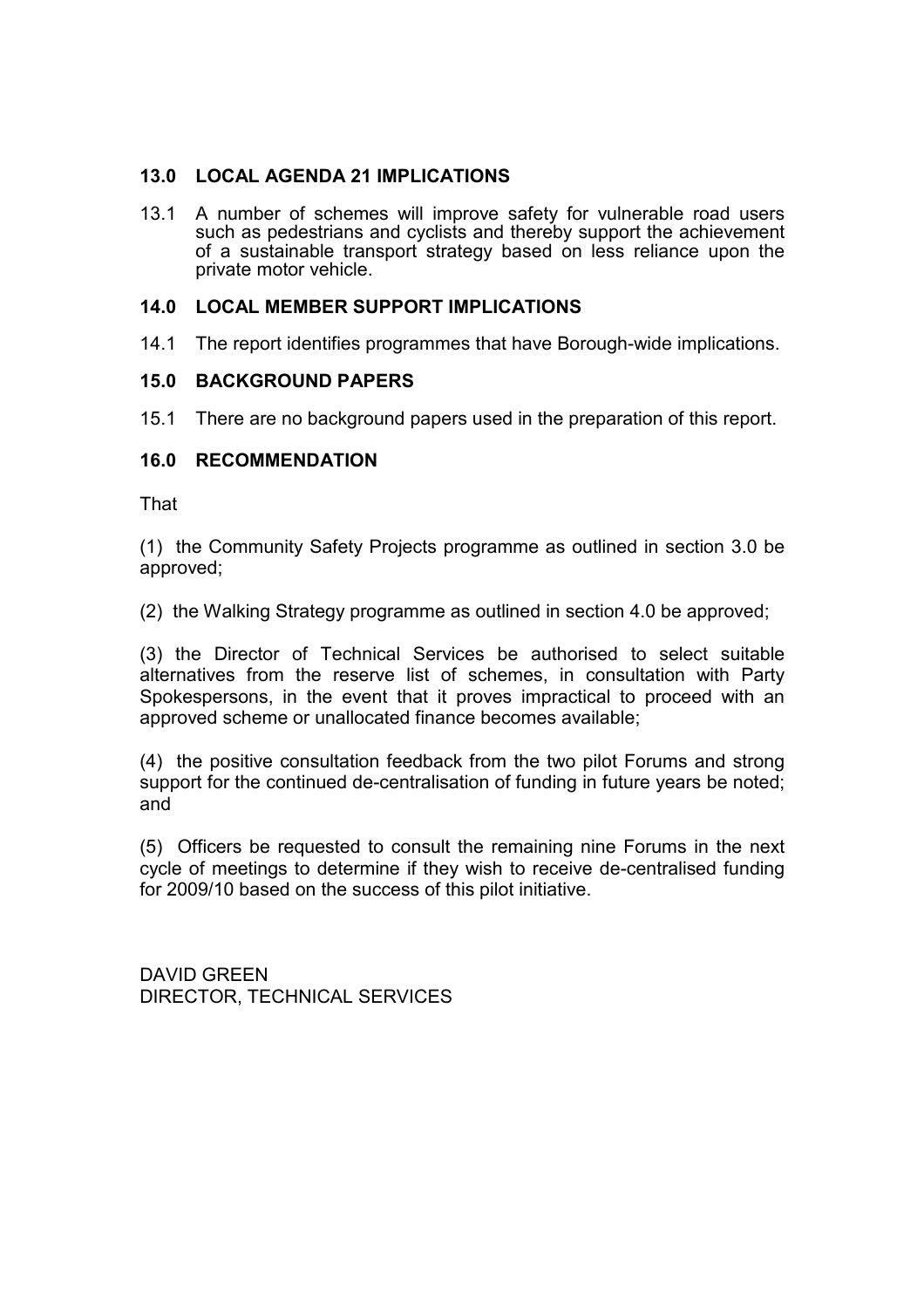## 13.0 LOCAL AGENDA 21 IMPLICATIONS

13.1 A number of schemes will improve safety for vulnerable road users such as pedestrians and cyclists and thereby support the achievement of a sustainable transport strategy based on less reliance upon the private motor vehicle.

## 14.0 LOCAL MEMBER SUPPORT IMPLICATIONS

14.1 The report identifies programmes that have Borough-wide implications.

## 15.0 BACKGROUND PAPERS

15.1 There are no background papers used in the preparation of this report.

## 16.0 RECOMMENDATION

That

(1) the Community Safety Projects programme as outlined in section 3.0 be approved;

(2) the Walking Strategy programme as outlined in section 4.0 be approved;

(3) the Director of Technical Services be authorised to select suitable alternatives from the reserve list of schemes, in consultation with Party Spokespersons, in the event that it proves impractical to proceed with an approved scheme or unallocated finance becomes available;

(4) the positive consultation feedback from the two pilot Forums and strong support for the continued de-centralisation of funding in future years be noted; and

(5) Officers be requested to consult the remaining nine Forums in the next cycle of meetings to determine if they wish to receive de-centralised funding for 2009/10 based on the success of this pilot initiative.

DAVID GREEN
DIRECTOR, TECHNICAL SERVICES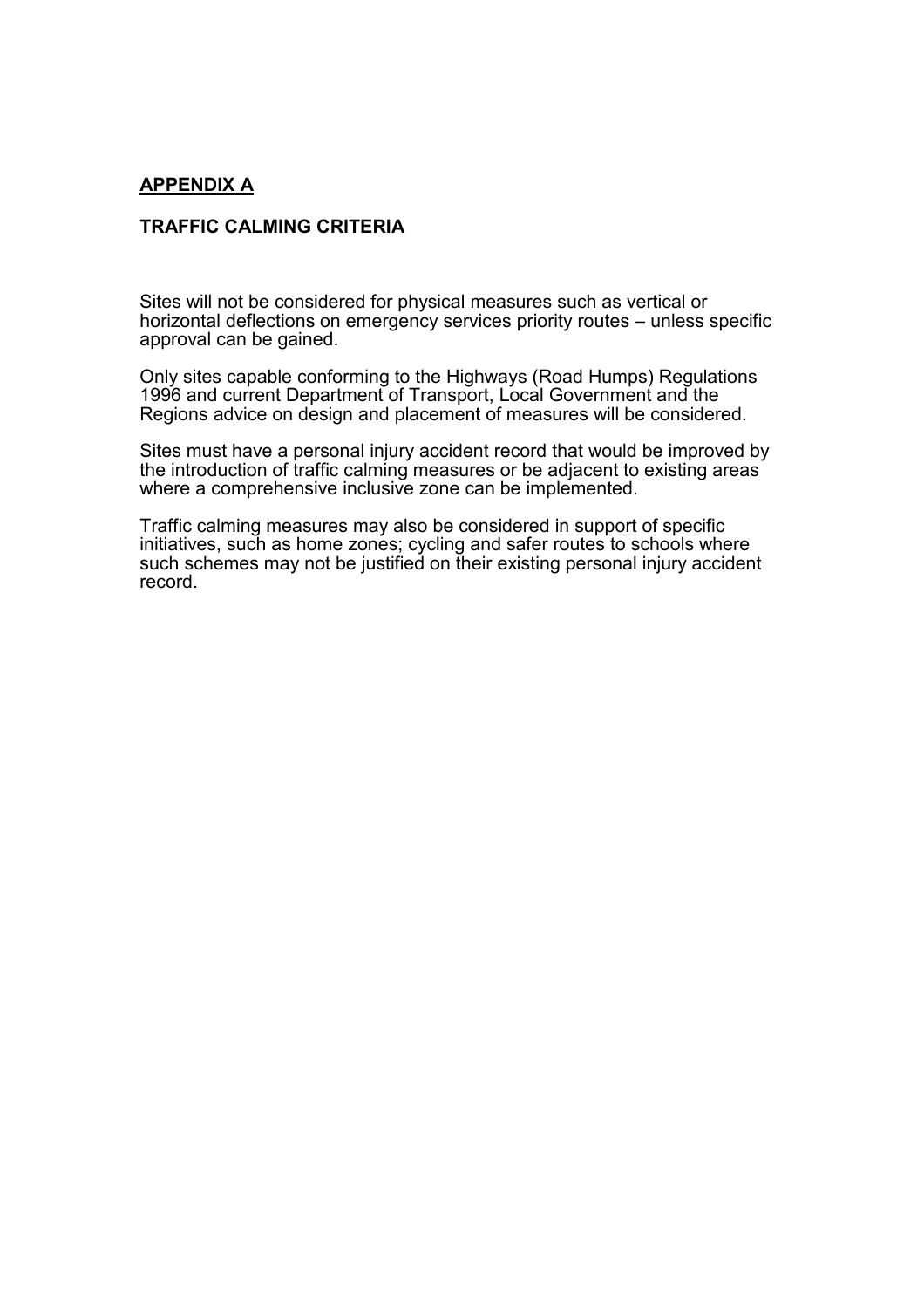## APPENDIX A

### TRAFFIC CALMING CRITERIA

Sites will not be considered for physical measures such as vertical or horizontal deflections on emergency services priority routes – unless specific approval can be gained.

Only sites capable conforming to the Highways (Road Humps) Regulations 1996 and current Department of Transport, Local Government and the Regions advice on design and placement of measures will be considered.

Sites must have a personal injury accident record that would be improved by the introduction of traffic calming measures or be adjacent to existing areas where a comprehensive inclusive zone can be implemented.

Traffic calming measures may also be considered in support of specific initiatives, such as home zones; cycling and safer routes to schools where such schemes may not be justified on their existing personal injury accident record.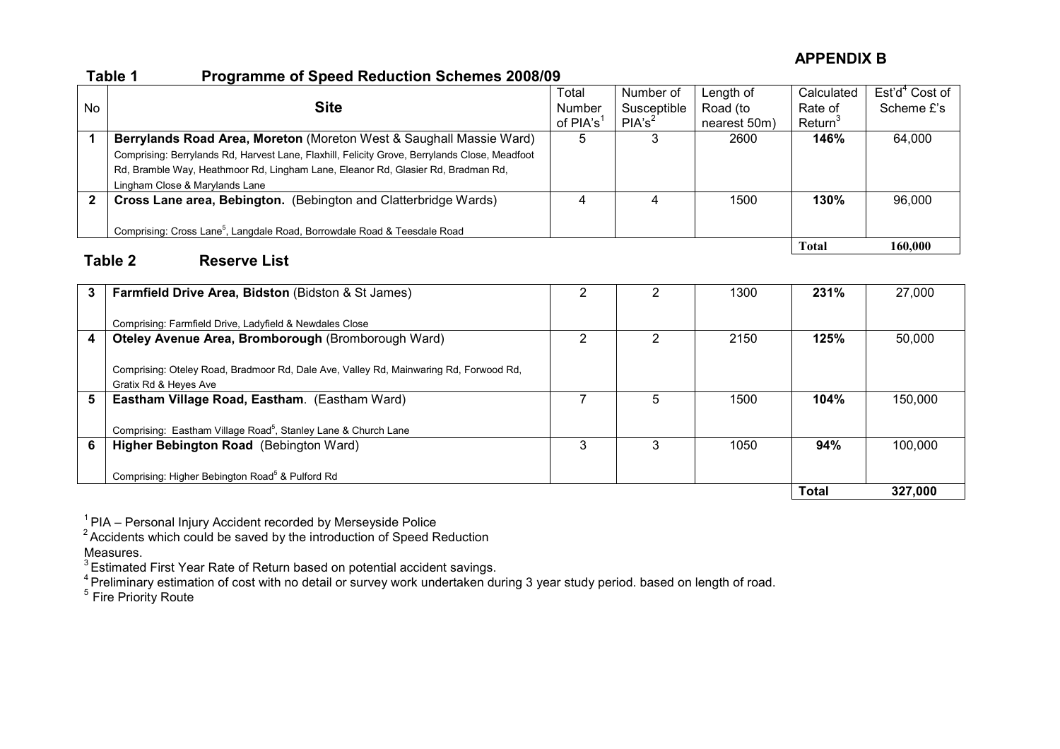**APPENDIX B**

## Table 1 Programme of Speed Reduction Schemes 2008/09

| No | Site | Total Number of PIA's[1] | Number of Susceptible PIA's[2] | Length of Road (to nearest 50m) | Calculated Rate of Return[3] | Est'd[4] Cost of Scheme £'s |
|---|---|---|---|---|---|---|
| **1** | **Berrylands Road Area, Moreton** (Moreton West & Saughall Massie Ward)<br>Comprising: Berrylands Rd, Harvest Lane, Flaxhill, Felicity Grove, Berrylands Close, Meadfoot Rd, Bramble Way, Heathmoor Rd, Lingham Lane, Eleanor Rd, Glasier Rd, Bradman Rd, Lingham Close & Marylands Lane | 5 | 3 | 2600 | **146%** | 64,000 |
| **2** | **Cross Lane area, Bebington.** (Bebington and Clatterbridge Wards)<br>Comprising: Cross Lane[5], Langdale Road, Borrowdale Road & Teesdale Road | 4 | 4 | 1500 | **130%** | 96,000 |
| | | | | | **Total** | **160,000** |

## Table 2 Reserve List

| No | Site | Total Number of PIA's[1] | Number of Susceptible PIA's[2] | Length of Road (to nearest 50m) | Calculated Rate of Return[3] | Est'd[4] Cost of Scheme £'s |
|---|---|---|---|---|---|---|
| **3** | **Farmfield Drive Area, Bidston** (Bidston & St James)<br>Comprising: Farmfield Drive, Ladyfield & Newdales Close | 2 | 2 | 1300 | **231%** | 27,000 |
| **4** | **Oteley Avenue Area, Bromborough** (Bromborough Ward)<br>Comprising: Oteley Road, Bradmoor Rd, Dale Ave, Valley Rd, Mainwaring Rd, Forwood Rd, Gratix Rd & Heyes Ave | 2 | 2 | 2150 | **125%** | 50,000 |
| **5** | **Eastham Village Road, Eastham**. (Eastham Ward)<br>Comprising: Eastham Village Road[5], Stanley Lane & Church Lane | 7 | 5 | 1500 | **104%** | 150,000 |
| **6** | **Higher Bebington Road** (Bebington Ward)<br>Comprising: Higher Bebington Road[5] & Pulford Rd | 3 | 3 | 1050 | **94%** | 100,000 |
| | | | | | **Total** | **327,000** |

[1] PIA – Personal Injury Accident recorded by Merseyside Police
[2] Accidents which could be saved by the introduction of Speed Reduction Measures.
[3] Estimated First Year Rate of Return based on potential accident savings.
[4] Preliminary estimation of cost with no detail or survey work undertaken during 3 year study period. based on length of road.
[5] Fire Priority Route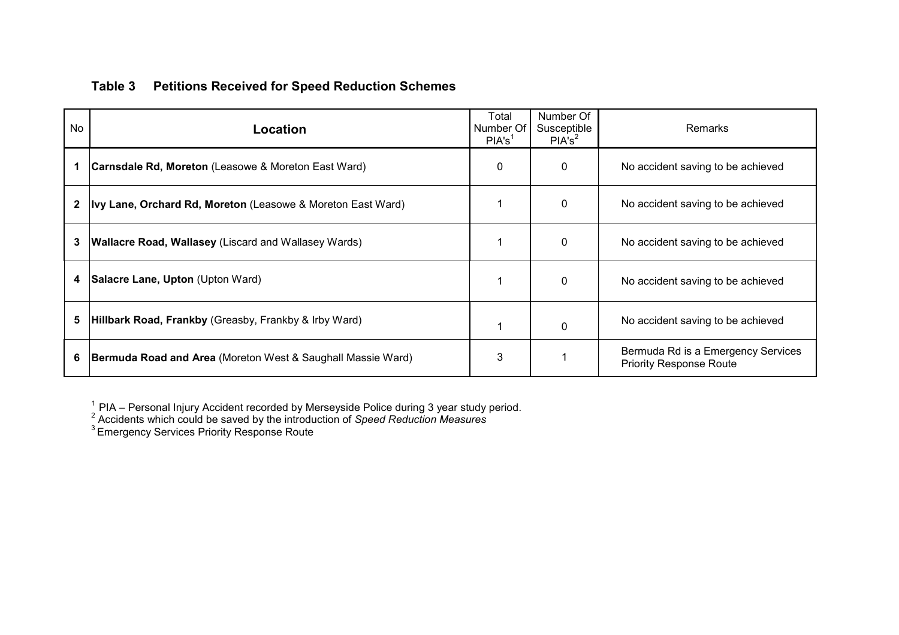## Table 3 Petitions Received for Speed Reduction Schemes

| No | Location | Total Number Of PIA's[1] | Number Of Susceptible PIA's[2] | Remarks |
|---|---|---|---|---|
| **1** | **Carnsdale Rd, Moreton** (Leasowe & Moreton East Ward) | 0 | 0 | No accident saving to be achieved |
| **2** | **Ivy Lane, Orchard Rd, Moreton** (Leasowe & Moreton East Ward) | 1 | 0 | No accident saving to be achieved |
| **3** | **Wallacre Road, Wallasey** (Liscard and Wallasey Wards) | 1 | 0 | No accident saving to be achieved |
| **4** | **Salacre Lane, Upton** (Upton Ward) | 1 | 0 | No accident saving to be achieved |
| **5** | **Hillbark Road, Frankby** (Greasby, Frankby & Irby Ward) | 1 | 0 | No accident saving to be achieved |
| **6** | **Bermuda Road and Area** (Moreton West & Saughall Massie Ward) | 3 | 1 | Bermuda Rd is a Emergency Services Priority Response Route |

[1] PIA – Personal Injury Accident recorded by Merseyside Police during 3 year study period.
[2] Accidents which could be saved by the introduction of *Speed Reduction Measures*
[3] Emergency Services Priority Response Route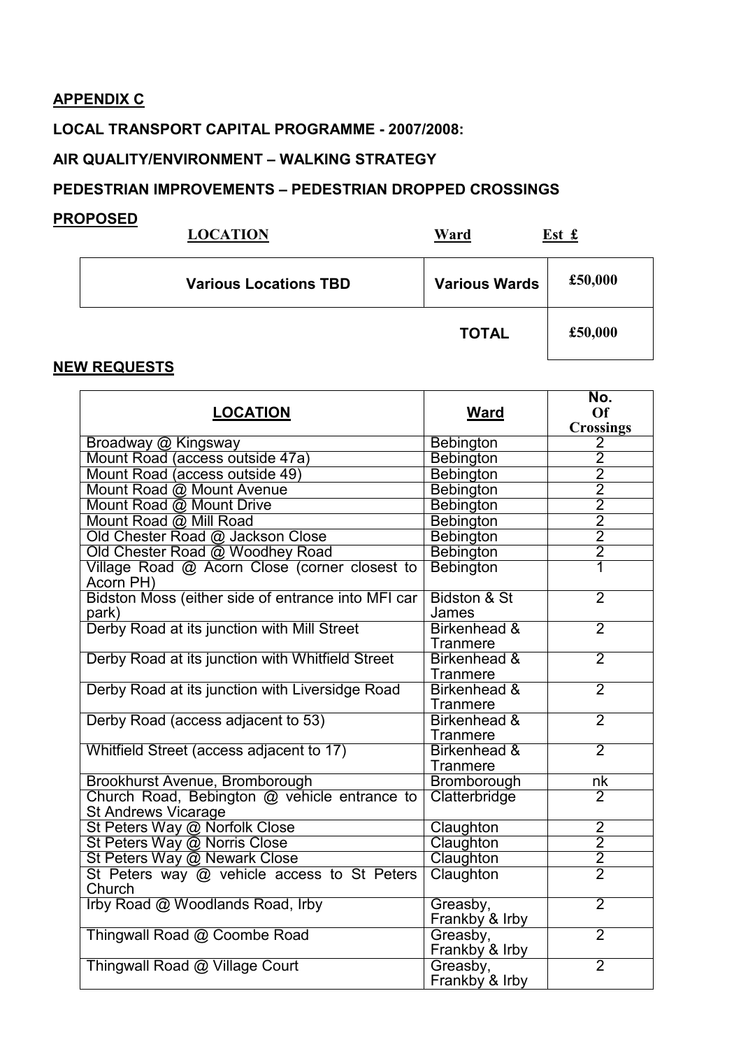## APPENDIX C

**LOCAL TRANSPORT CAPITAL PROGRAMME - 2007/2008:**

**AIR QUALITY/ENVIRONMENT – WALKING STRATEGY**

**PEDESTRIAN IMPROVEMENTS – PEDESTRIAN DROPPED CROSSINGS**

**PROPOSED**

| LOCATION | Ward | Est £ |
|---|---|---|
| **Various Locations TBD** | **Various Wards** | **£50,000** |
| | **TOTAL** | **£50,000** |

**NEW REQUESTS**

| LOCATION | Ward | No. Of Crossings |
|---|---|---|
| Broadway @ Kingsway | Bebington | 2 |
| Mount Road (access outside 47a) | Bebington | 2 |
| Mount Road (access outside 49) | Bebington | 2 |
| Mount Road @ Mount Avenue | Bebington | 2 |
| Mount Road @ Mount Drive | Bebington | 2 |
| Mount Road @ Mill Road | Bebington | 2 |
| Old Chester Road @ Jackson Close | Bebington | 2 |
| Old Chester Road @ Woodhey Road | Bebington | 2 |
| Village Road @ Acorn Close (corner closest to Acorn PH) | Bebington | 1 |
| Bidston Moss (either side of entrance into MFI car park) | Bidston & St James | 2 |
| Derby Road at its junction with Mill Street | Birkenhead & Tranmere | 2 |
| Derby Road at its junction with Whitfield Street | Birkenhead & Tranmere | 2 |
| Derby Road at its junction with Liversidge Road | Birkenhead & Tranmere | 2 |
| Derby Road (access adjacent to 53) | Birkenhead & Tranmere | 2 |
| Whitfield Street (access adjacent to 17) | Birkenhead & Tranmere | 2 |
| Brookhurst Avenue, Bromborough | Bromborough | nk |
| Church Road, Bebington @ vehicle entrance to St Andrews Vicarage | Clatterbridge | 2 |
| St Peters Way @ Norfolk Close | Claughton | 2 |
| St Peters Way @ Norris Close | Claughton | 2 |
| St Peters Way @ Newark Close | Claughton | 2 |
| St Peters way @ vehicle access to St Peters Church | Claughton | 2 |
| Irby Road @ Woodlands Road, Irby | Greasby, Frankby & Irby | 2 |
| Thingwall Road @ Coombe Road | Greasby, Frankby & Irby | 2 |
| Thingwall Road @ Village Court | Greasby, Frankby & Irby | 2 |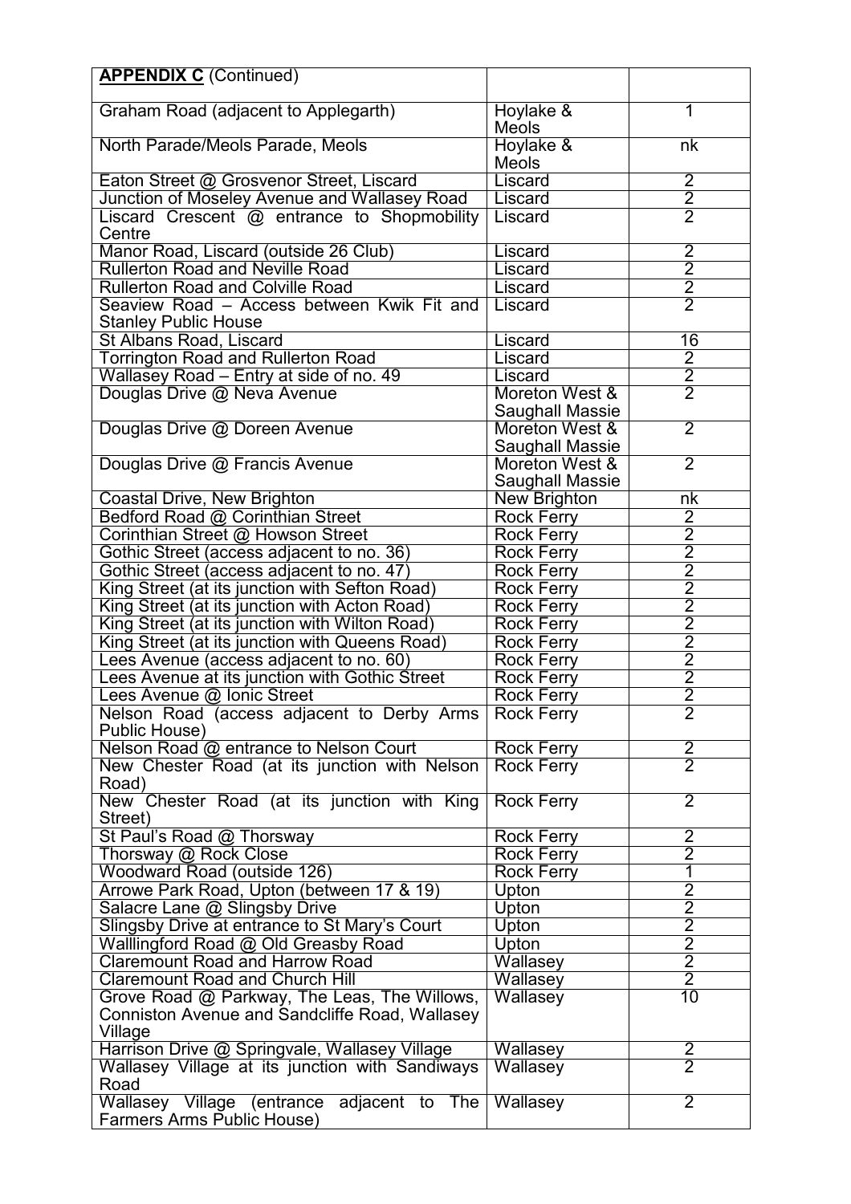| **APPENDIX C** (Continued) | | |
|---|---|---|
| Graham Road (adjacent to Applegarth) | Hoylake & Meols | 1 |
| North Parade/Meols Parade, Meols | Hoylake & Meols | nk |
| Eaton Street @ Grosvenor Street, Liscard | Liscard | 2 |
| Junction of Moseley Avenue and Wallasey Road | Liscard | 2 |
| Liscard Crescent @ entrance to Shopmobility Centre | Liscard | 2 |
| Manor Road, Liscard (outside 26 Club) | Liscard | 2 |
| Rullerton Road and Neville Road | Liscard | 2 |
| Rullerton Road and Colville Road | Liscard | 2 |
| Seaview Road – Access between Kwik Fit and Stanley Public House | Liscard | 2 |
| St Albans Road, Liscard | Liscard | 16 |
| Torrington Road and Rullerton Road | Liscard | 2 |
| Wallasey Road – Entry at side of no. 49 | Liscard | 2 |
| Douglas Drive @ Neva Avenue | Moreton West & Saughall Massie | 2 |
| Douglas Drive @ Doreen Avenue | Moreton West & Saughall Massie | 2 |
| Douglas Drive @ Francis Avenue | Moreton West & Saughall Massie | 2 |
| Coastal Drive, New Brighton | New Brighton | nk |
| Bedford Road @ Corinthian Street | Rock Ferry | 2 |
| Corinthian Street @ Howson Street | Rock Ferry | 2 |
| Gothic Street (access adjacent to no. 36) | Rock Ferry | 2 |
| Gothic Street (access adjacent to no. 47) | Rock Ferry | 2 |
| King Street (at its junction with Sefton Road) | Rock Ferry | 2 |
| King Street (at its junction with Acton Road) | Rock Ferry | 2 |
| King Street (at its junction with Wilton Road) | Rock Ferry | 2 |
| King Street (at its junction with Queens Road) | Rock Ferry | 2 |
| Lees Avenue (access adjacent to no. 60) | Rock Ferry | 2 |
| Lees Avenue at its junction with Gothic Street | Rock Ferry | 2 |
| Lees Avenue @ Ionic Street | Rock Ferry | 2 |
| Nelson Road (access adjacent to Derby Arms Public House) | Rock Ferry | 2 |
| Nelson Road @ entrance to Nelson Court | Rock Ferry | 2 |
| New Chester Road (at its junction with Nelson Road) | Rock Ferry | 2 |
| New Chester Road (at its junction with King Street) | Rock Ferry | 2 |
| St Paul's Road @ Thorsway | Rock Ferry | 2 |
| Thorsway @ Rock Close | Rock Ferry | 2 |
| Woodward Road (outside 126) | Rock Ferry | 1 |
| Arrowe Park Road, Upton (between 17 & 19) | Upton | 2 |
| Salacre Lane @ Slingsby Drive | Upton | 2 |
| Slingsby Drive at entrance to St Mary's Court | Upton | 2 |
| Walllingford Road @ Old Greasby Road | Upton | 2 |
| Claremount Road and Harrow Road | Wallasey | 2 |
| Claremount Road and Church Hill | Wallasey | 2 |
| Grove Road @ Parkway, The Leas, The Willows, Conniston Avenue and Sandcliffe Road, Wallasey Village | Wallasey | 10 |
| Harrison Drive @ Springvale, Wallasey Village | Wallasey | 2 |
| Wallasey Village at its junction with Sandiways Road | Wallasey | 2 |
| Wallasey Village (entrance adjacent to The Farmers Arms Public House) | Wallasey | 2 |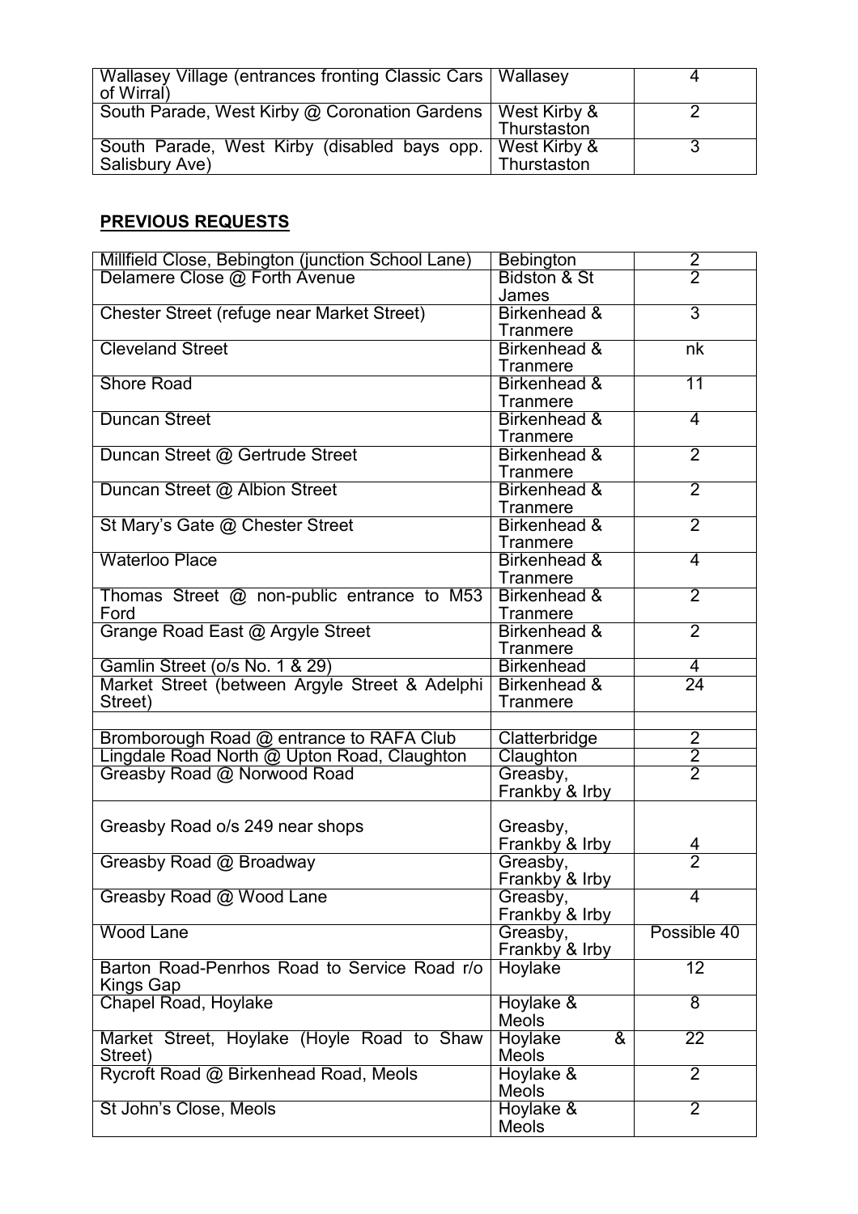| | | |
|---|---|---|
| Wallasey Village (entrances fronting Classic Cars of Wirral) | Wallasey | 4 |
| South Parade, West Kirby @ Coronation Gardens | West Kirby & Thurstaston | 2 |
| South Parade, West Kirby (disabled bays opp. Salisbury Ave) | West Kirby & Thurstaston | 3 |

**PREVIOUS REQUESTS**

| | | |
|---|---|---|
| Millfield Close, Bebington (junction School Lane) | Bebington | 2 |
| Delamere Close @ Forth Avenue | Bidston & St James | 2 |
| Chester Street (refuge near Market Street) | Birkenhead & Tranmere | 3 |
| Cleveland Street | Birkenhead & Tranmere | nk |
| Shore Road | Birkenhead & Tranmere | 11 |
| Duncan Street | Birkenhead & Tranmere | 4 |
| Duncan Street @ Gertrude Street | Birkenhead & Tranmere | 2 |
| Duncan Street @ Albion Street | Birkenhead & Tranmere | 2 |
| St Mary's Gate @ Chester Street | Birkenhead & Tranmere | 2 |
| Waterloo Place | Birkenhead & Tranmere | 4 |
| Thomas Street @ non-public entrance to M53 Ford | Birkenhead & Tranmere | 2 |
| Grange Road East @ Argyle Street | Birkenhead & Tranmere | 2 |
| Gamlin Street (o/s No. 1 & 29) | Birkenhead | 4 |
| Market Street (between Argyle Street & Adelphi Street) | Birkenhead & Tranmere | 24 |
| | | |
| Bromborough Road @ entrance to RAFA Club | Clatterbridge | 2 |
| Lingdale Road North @ Upton Road, Claughton | Claughton | 2 |
| Greasby Road @ Norwood Road | Greasby, Frankby & Irby | 2 |
| Greasby Road o/s 249 near shops | Greasby, Frankby & Irby | 4 |
| Greasby Road @ Broadway | Greasby, Frankby & Irby | 2 |
| Greasby Road @ Wood Lane | Greasby, Frankby & Irby | 4 |
| Wood Lane | Greasby, Frankby & Irby | Possible 40 |
| Barton Road-Penrhos Road to Service Road r/o Kings Gap | Hoylake | 12 |
| Chapel Road, Hoylake | Hoylake & Meols | 8 |
| Market Street, Hoylake (Hoyle Road to Shaw Street) | Hoylake & Meols | 22 |
| Rycroft Road @ Birkenhead Road, Meols | Hoylake & Meols | 2 |
| St John's Close, Meols | Hoylake & Meols | 2 |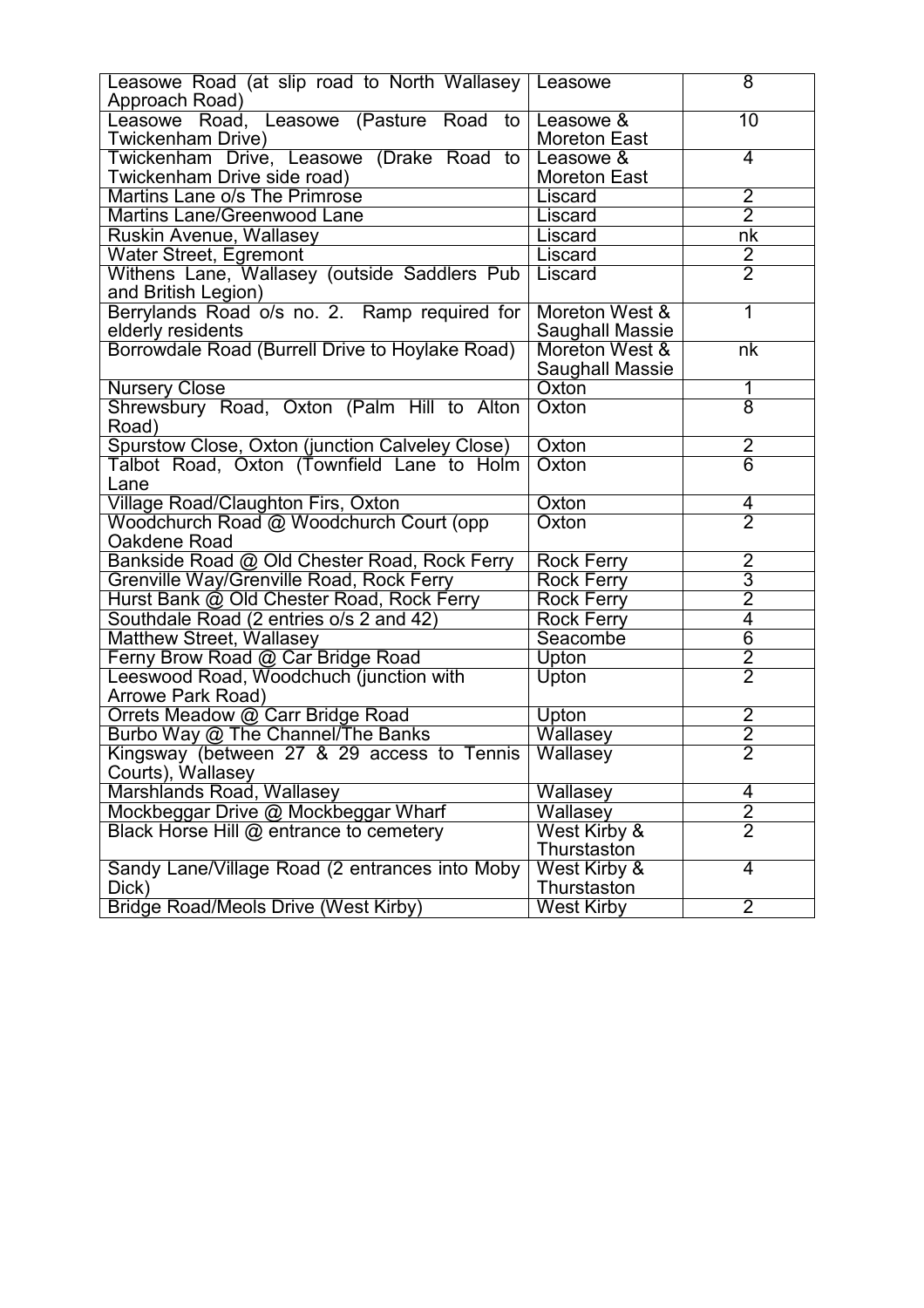| | | |
|---|---|---|
| Leasowe Road (at slip road to North Wallasey Approach Road) | Leasowe | 8 |
| Leasowe Road, Leasowe (Pasture Road to Twickenham Drive) | Leasowe & Moreton East | 10 |
| Twickenham Drive, Leasowe (Drake Road to Twickenham Drive side road) | Leasowe & Moreton East | 4 |
| Martins Lane o/s The Primrose | Liscard | 2 |
| Martins Lane/Greenwood Lane | Liscard | 2 |
| Ruskin Avenue, Wallasey | Liscard | nk |
| Water Street, Egremont | Liscard | 2 |
| Withens Lane, Wallasey (outside Saddlers Pub and British Legion) | Liscard | 2 |
| Berrylands Road o/s no. 2. Ramp required for elderly residents | Moreton West & Saughall Massie | 1 |
| Borrowdale Road (Burrell Drive to Hoylake Road) | Moreton West & Saughall Massie | nk |
| Nursery Close | Oxton | 1 |
| Shrewsbury Road, Oxton (Palm Hill to Alton Road) | Oxton | 8 |
| Spurstow Close, Oxton (junction Calveley Close) | Oxton | 2 |
| Talbot Road, Oxton (Townfield Lane to Holm Lane | Oxton | 6 |
| Village Road/Claughton Firs, Oxton | Oxton | 4 |
| Woodchurch Road @ Woodchurch Court (opp Oakdene Road | Oxton | 2 |
| Bankside Road @ Old Chester Road, Rock Ferry | Rock Ferry | 2 |
| Grenville Way/Grenville Road, Rock Ferry | Rock Ferry | 3 |
| Hurst Bank @ Old Chester Road, Rock Ferry | Rock Ferry | 2 |
| Southdale Road (2 entries o/s 2 and 42) | Rock Ferry | 4 |
| Matthew Street, Wallasey | Seacombe | 6 |
| Ferny Brow Road @ Car Bridge Road | Upton | 2 |
| Leeswood Road, Woodchuch (junction with Arrowe Park Road) | Upton | 2 |
| Orrets Meadow @ Carr Bridge Road | Upton | 2 |
| Burbo Way @ The Channel/The Banks | Wallasey | 2 |
| Kingsway (between 27 & 29 access to Tennis Courts), Wallasey | Wallasey | 2 |
| Marshlands Road, Wallasey | Wallasey | 4 |
| Mockbeggar Drive @ Mockbeggar Wharf | Wallasey | 2 |
| Black Horse Hill @ entrance to cemetery | West Kirby & Thurstaston | 2 |
| Sandy Lane/Village Road (2 entrances into Moby Dick) | West Kirby & Thurstaston | 4 |
| Bridge Road/Meols Drive (West Kirby) | West Kirby | 2 |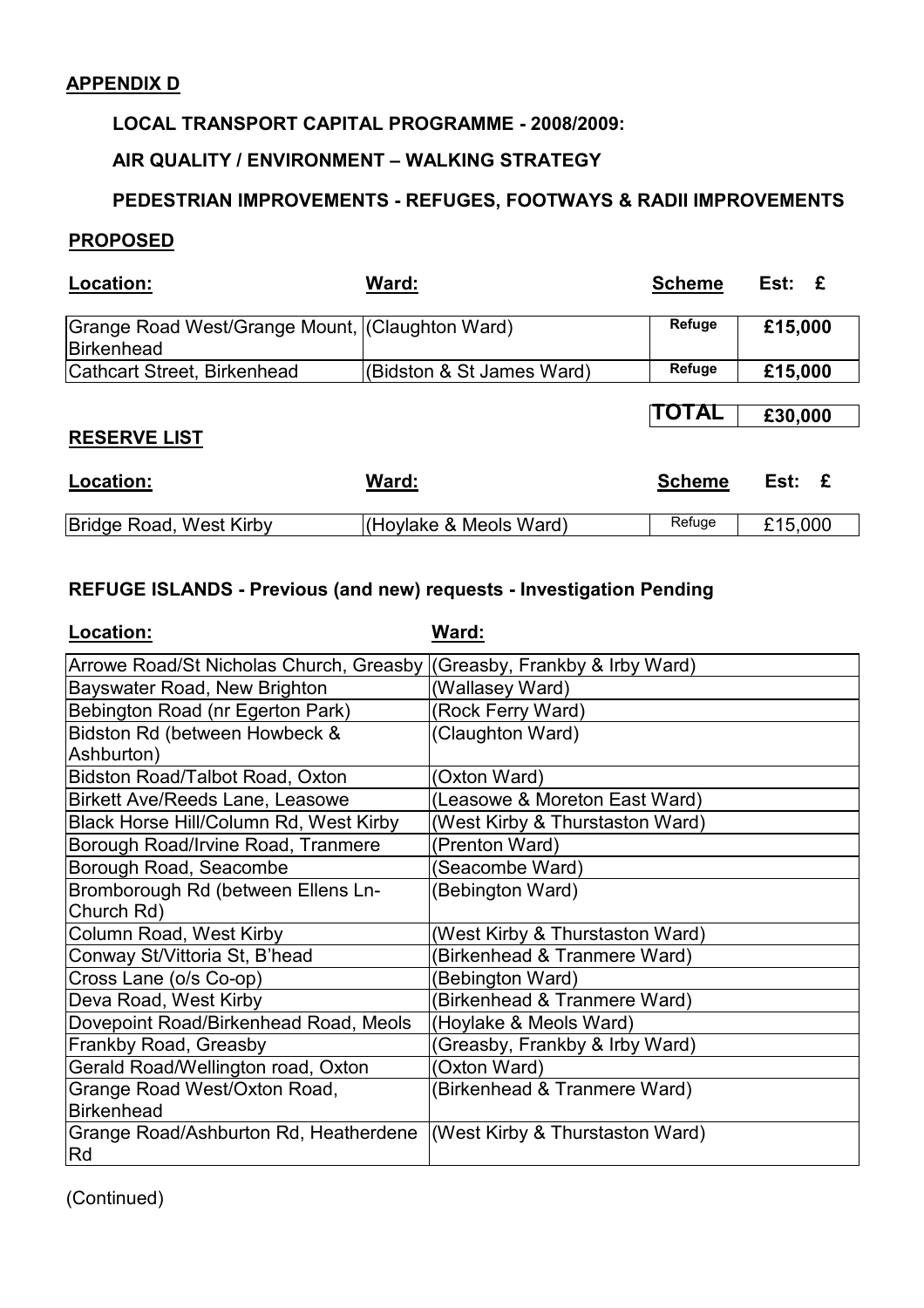**APPENDIX D**

**LOCAL TRANSPORT CAPITAL PROGRAMME - 2008/2009:**

**AIR QUALITY / ENVIRONMENT – WALKING STRATEGY**

**PEDESTRIAN IMPROVEMENTS - REFUGES, FOOTWAYS & RADII IMPROVEMENTS**

**PROPOSED**

| **Location:** | **Ward:** | **Scheme** | **Est: £** |
|---|---|---|---|
| Grange Road West/Grange Mount, Birkenhead | (Claughton Ward) | Refuge | £15,000 |
| Cathcart Street, Birkenhead | (Bidston & St James Ward) | Refuge | £15,000 |
| | | **TOTAL** | **£30,000** |

**RESERVE LIST**

| **Location:** | **Ward:** | **Scheme** | **Est: £** |
|---|---|---|---|
| Bridge Road, West Kirby | (Hoylake & Meols Ward) | Refuge | £15,000 |

**REFUGE ISLANDS - Previous (and new) requests - Investigation Pending**

| **Location:** | **Ward:** |
|---|---|
| Arrowe Road/St Nicholas Church, Greasby | (Greasby, Frankby & Irby Ward) |
| Bayswater Road, New Brighton | (Wallasey Ward) |
| Bebington Road (nr Egerton Park) | (Rock Ferry Ward) |
| Bidston Rd (between Howbeck & Ashburton) | (Claughton Ward) |
| Bidston Road/Talbot Road, Oxton | (Oxton Ward) |
| Birkett Ave/Reeds Lane, Leasowe | (Leasowe & Moreton East Ward) |
| Black Horse Hill/Column Rd, West Kirby | (West Kirby & Thurstaston Ward) |
| Borough Road/Irvine Road, Tranmere | (Prenton Ward) |
| Borough Road, Seacombe | (Seacombe Ward) |
| Bromborough Rd (between Ellens Ln-Church Rd) | (Bebington Ward) |
| Column Road, West Kirby | (West Kirby & Thurstaston Ward) |
| Conway St/Vittoria St, B'head | (Birkenhead & Tranmere Ward) |
| Cross Lane (o/s Co-op) | (Bebington Ward) |
| Deva Road, West Kirby | (Birkenhead & Tranmere Ward) |
| Dovepoint Road/Birkenhead Road, Meols | (Hoylake & Meols Ward) |
| Frankby Road, Greasby | (Greasby, Frankby & Irby Ward) |
| Gerald Road/Wellington road, Oxton | (Oxton Ward) |
| Grange Road West/Oxton Road, Birkenhead | (Birkenhead & Tranmere Ward) |
| Grange Road/Ashburton Rd, Heatherdene Rd | (West Kirby & Thurstaston Ward) |

(Continued)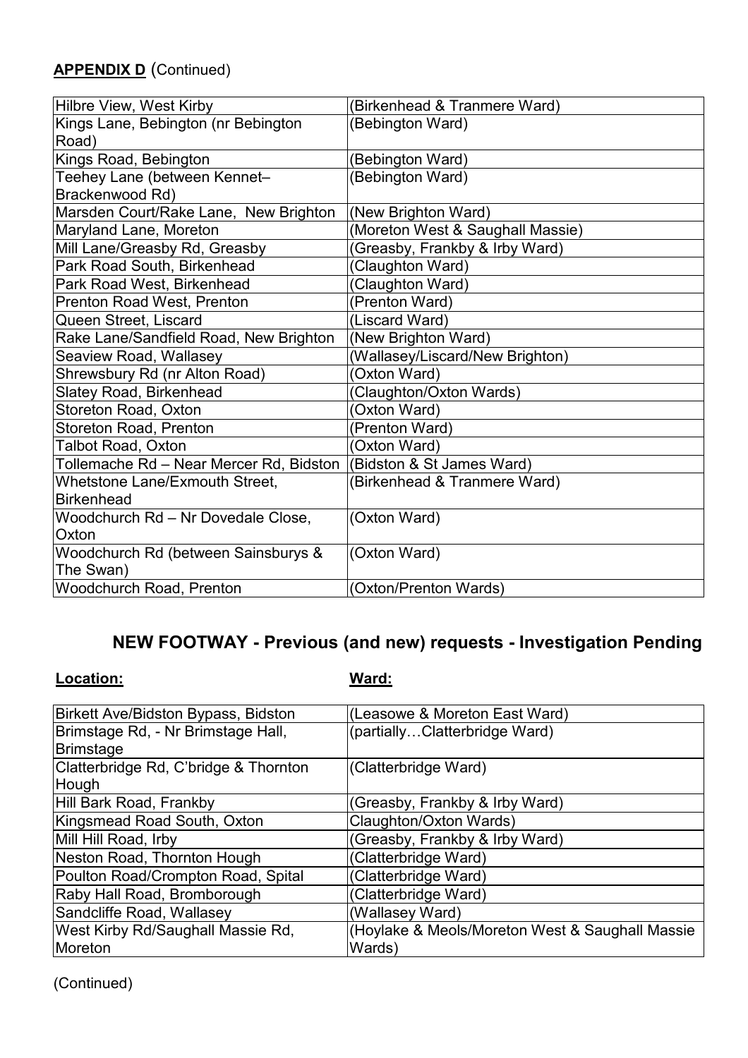**APPENDIX D** (Continued)

| | |
|---|---|
| Hilbre View, West Kirby | (Birkenhead & Tranmere Ward) |
| Kings Lane, Bebington (nr Bebington Road) | (Bebington Ward) |
| Kings Road, Bebington | (Bebington Ward) |
| Teehey Lane (between Kennet– Brackenwood Rd) | (Bebington Ward) |
| Marsden Court/Rake Lane, New Brighton | (New Brighton Ward) |
| Maryland Lane, Moreton | (Moreton West & Saughall Massie) |
| Mill Lane/Greasby Rd, Greasby | (Greasby, Frankby & Irby Ward) |
| Park Road South, Birkenhead | (Claughton Ward) |
| Park Road West, Birkenhead | (Claughton Ward) |
| Prenton Road West, Prenton | (Prenton Ward) |
| Queen Street, Liscard | (Liscard Ward) |
| Rake Lane/Sandfield Road, New Brighton | (New Brighton Ward) |
| Seaview Road, Wallasey | (Wallasey/Liscard/New Brighton) |
| Shrewsbury Rd (nr Alton Road) | (Oxton Ward) |
| Slatey Road, Birkenhead | (Claughton/Oxton Wards) |
| Storeton Road, Oxton | (Oxton Ward) |
| Storeton Road, Prenton | (Prenton Ward) |
| Talbot Road, Oxton | (Oxton Ward) |
| Tollemache Rd – Near Mercer Rd, Bidston | (Bidston & St James Ward) |
| Whetstone Lane/Exmouth Street, Birkenhead | (Birkenhead & Tranmere Ward) |
| Woodchurch Rd – Nr Dovedale Close, Oxton | (Oxton Ward) |
| Woodchurch Rd (between Sainsburys & The Swan) | (Oxton Ward) |
| Woodchurch Road, Prenton | (Oxton/Prenton Wards) |

## NEW FOOTWAY - Previous (and new) requests - Investigation Pending

| **Location:** | **Ward:** |
|---|---|
| Birkett Ave/Bidston Bypass, Bidston | (Leasowe & Moreton East Ward) |
| Brimstage Rd, - Nr Brimstage Hall, Brimstage | (partially…Clatterbridge Ward) |
| Clatterbridge Rd, C'bridge & Thornton Hough | (Clatterbridge Ward) |
| Hill Bark Road, Frankby | (Greasby, Frankby & Irby Ward) |
| Kingsmead Road South, Oxton | Claughton/Oxton Wards) |
| Mill Hill Road, Irby | (Greasby, Frankby & Irby Ward) |
| Neston Road, Thornton Hough | (Clatterbridge Ward) |
| Poulton Road/Crompton Road, Spital | (Clatterbridge Ward) |
| Raby Hall Road, Bromborough | (Clatterbridge Ward) |
| Sandcliffe Road, Wallasey | (Wallasey Ward) |
| West Kirby Rd/Saughall Massie Rd, Moreton | (Hoylake & Meols/Moreton West & Saughall Massie Wards) |

(Continued)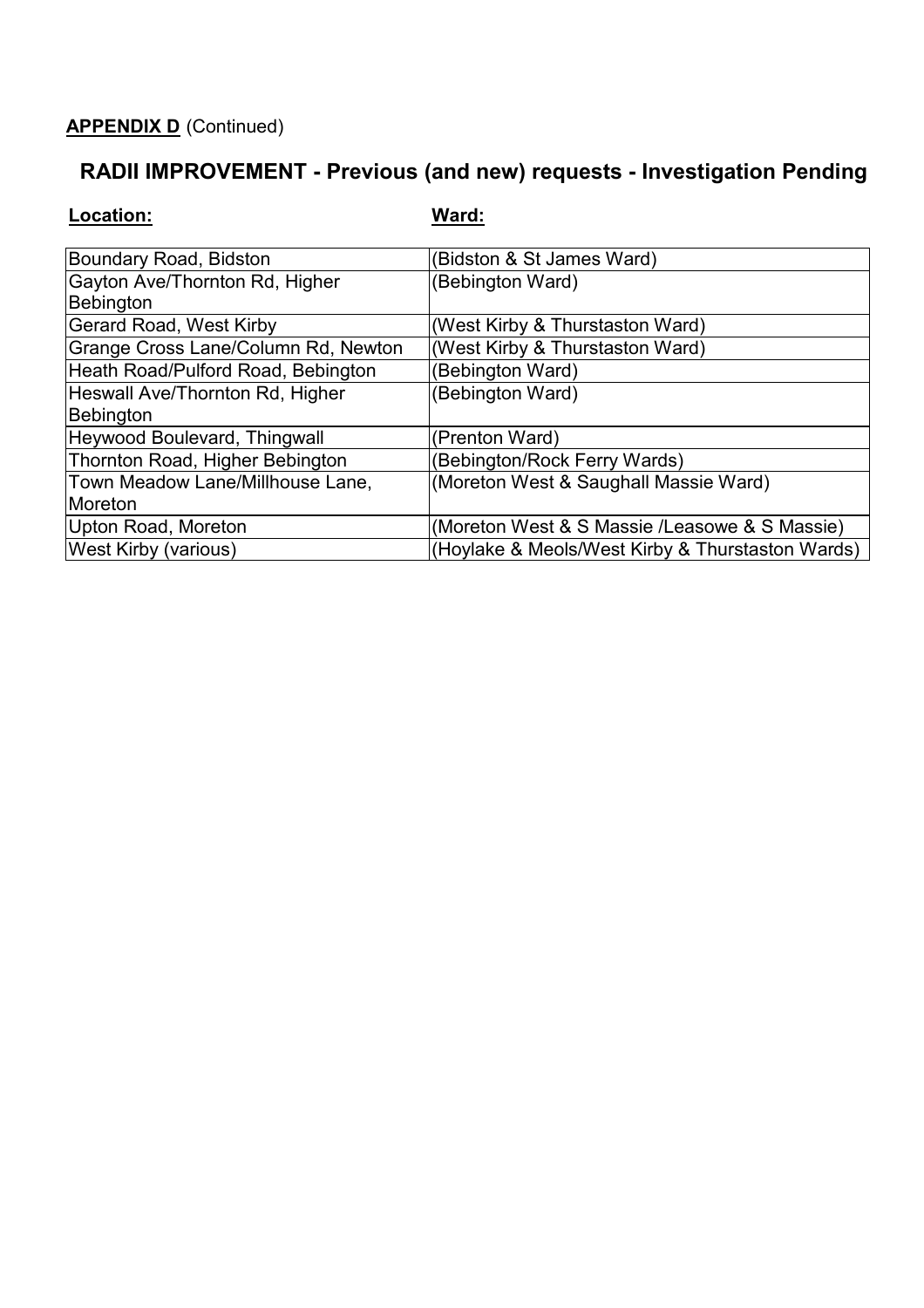**APPENDIX D** (Continued)

## RADII IMPROVEMENT - Previous (and new) requests - Investigation Pending

| **Location:** | **Ward:** |
|---|---|
| Boundary Road, Bidston | (Bidston & St James Ward) |
| Gayton Ave/Thornton Rd, Higher Bebington | (Bebington Ward) |
| Gerard Road, West Kirby | (West Kirby & Thurstaston Ward) |
| Grange Cross Lane/Column Rd, Newton | (West Kirby & Thurstaston Ward) |
| Heath Road/Pulford Road, Bebington | (Bebington Ward) |
| Heswall Ave/Thornton Rd, Higher Bebington | (Bebington Ward) |
| Heywood Boulevard, Thingwall | (Prenton Ward) |
| Thornton Road, Higher Bebington | (Bebington/Rock Ferry Wards) |
| Town Meadow Lane/Millhouse Lane, Moreton | (Moreton West & Saughall Massie Ward) |
| Upton Road, Moreton | (Moreton West & S Massie /Leasowe & S Massie) |
| West Kirby (various) | (Hoylake & Meols/West Kirby & Thurstaston Wards) |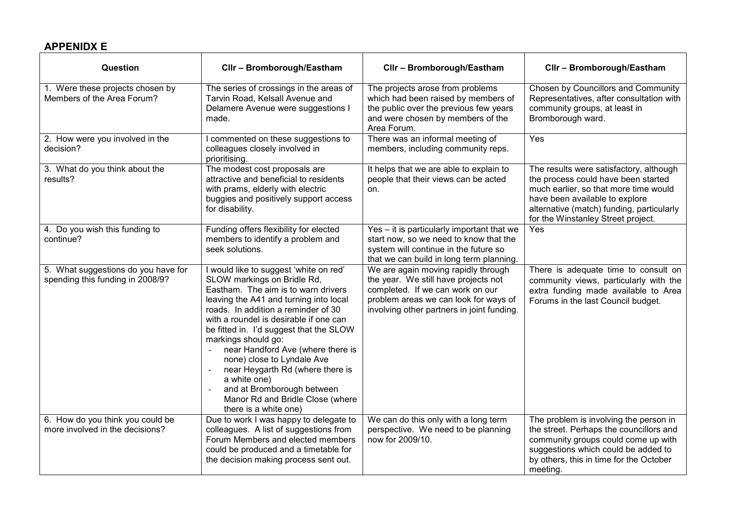## APPENIDX E

| Question | Cllr – Bromborough/Eastham | Cllr – Bromborough/Eastham | Cllr – Bromborough/Eastham |
|---|---|---|---|
| 1. Were these projects chosen by Members of the Area Forum? | The series of crossings in the areas of Tarvin Road, Kelsall Avenue and Delamere Avenue were suggestions I made. | The projects arose from problems which had been raised by members of the public over the previous few years and were chosen by members of the Area Forum. | Chosen by Councillors and Community Representatives, after consultation with community groups, at least in Bromborough ward. |
| 2. How were you involved in the decision? | I commented on these suggestions to colleagues closely involved in prioritising. | There was an informal meeting of members, including community reps. | Yes |
| 3. What do you think about the results? | The modest cost proposals are attractive and beneficial to residents with prams, elderly with electric buggies and positively support access for disability. | It helps that we are able to explain to people that their views can be acted on. | The results were satisfactory, although the process could have been started much earlier, so that more time would have been available to explore alternative (match) funding, particularly for the Winstanley Street project. |
| 4. Do you wish this funding to continue? | Funding offers flexibility for elected members to identify a problem and seek solutions. | Yes – it is particularly important that we start now, so we need to know that the system will continue in the future so that we can build in long term planning. | Yes |
| 5. What suggestions do you have for spending this funding in 2008/9? | I would like to suggest 'white on red' SLOW markings on Bridle Rd, Eastham. The aim is to warn drivers leaving the A41 and turning into local roads. In addition a reminder of 30 with a roundel is desirable if one can be fitted in. I'd suggest that the SLOW markings should go:<br>- near Handford Ave (where there is none) close to Lyndale Ave<br>- near Heygarth Rd (where there is a white one)<br>- and at Bromborough between Manor Rd and Bridle Close (where there is a white one) | We are again moving rapidly through the year. We still have projects not completed. If we can work on our problem areas we can look for ways of involving other partners in joint funding. | There is adequate time to consult on community views, particularly with the extra funding made available to Area Forums in the last Council budget. |
| 6. How do you think you could be more involved in the decisions? | Due to work I was happy to delegate to colleagues. A list of suggestions from Forum Members and elected members could be produced and a timetable for the decision making process sent out. | We can do this only with a long term perspective. We need to be planning now for 2009/10. | The problem is involving the person in the street. Perhaps the councillors and community groups could come up with suggestions which could be added to by others, this in time for the October meeting. |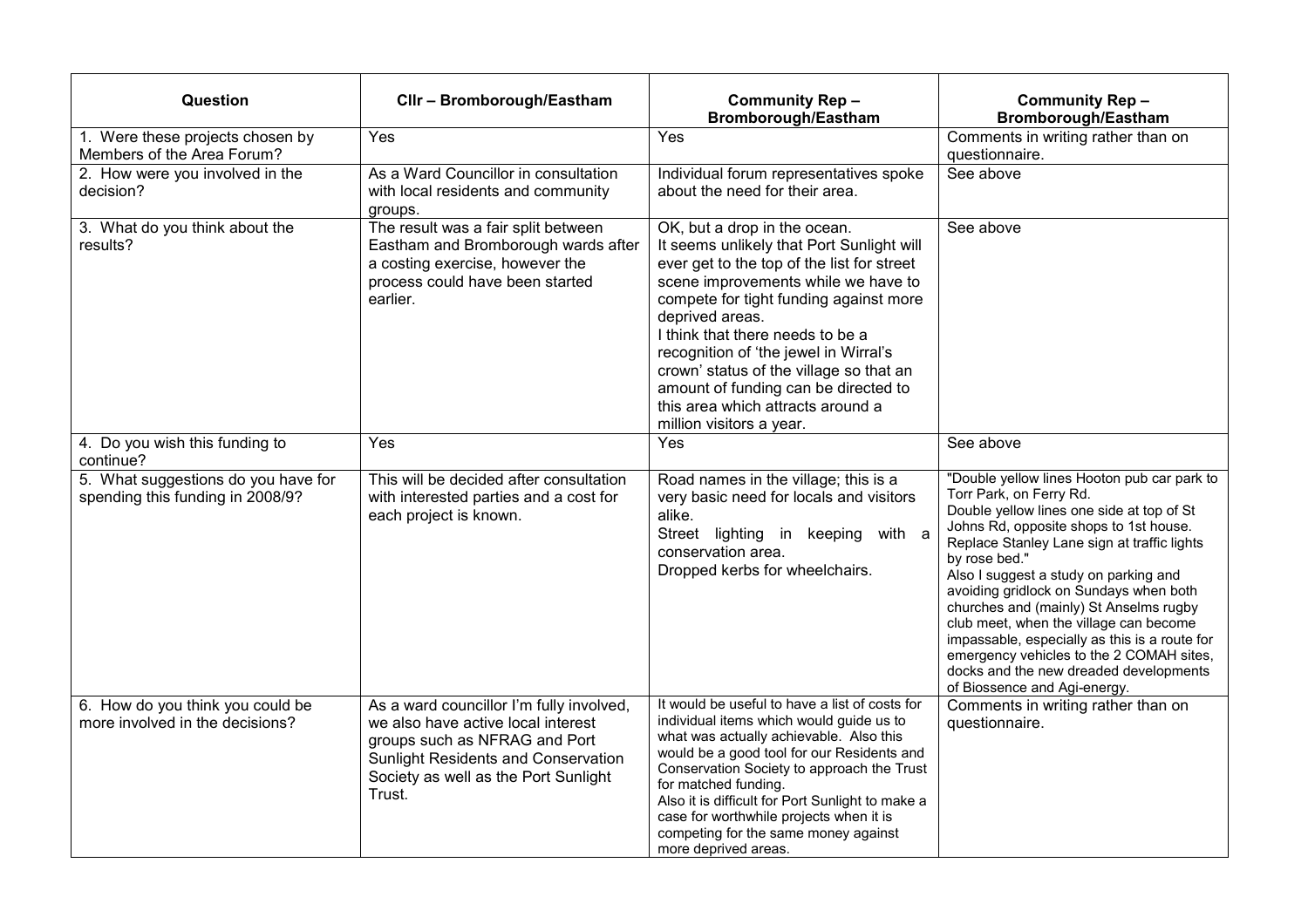| Question | Cllr – Bromborough/Eastham | Community Rep – Bromborough/Eastham | Community Rep – Bromborough/Eastham |
|---|---|---|---|
| 1. Were these projects chosen by Members of the Area Forum? | Yes | Yes | Comments in writing rather than on questionnaire. |
| 2. How were you involved in the decision? | As a Ward Councillor in consultation with local residents and community groups. | Individual forum representatives spoke about the need for their area. | See above |
| 3. What do you think about the results? | The result was a fair split between Eastham and Bromborough wards after a costing exercise, however the process could have been started earlier. | OK, but a drop in the ocean.<br>It seems unlikely that Port Sunlight will ever get to the top of the list for street scene improvements while we have to compete for tight funding against more deprived areas.<br>I think that there needs to be a recognition of 'the jewel in Wirral's crown' status of the village so that an amount of funding can be directed to this area which attracts around a million visitors a year. | See above |
| 4. Do you wish this funding to continue? | Yes | Yes | See above |
| 5. What suggestions do you have for spending this funding in 2008/9? | This will be decided after consultation with interested parties and a cost for each project is known. | Road names in the village; this is a very basic need for locals and visitors alike.<br>Street lighting in keeping with a conservation area.<br>Dropped kerbs for wheelchairs. | "Double yellow lines Hooton pub car park to Torr Park, on Ferry Rd.<br>Double yellow lines one side at top of St Johns Rd, opposite shops to 1st house.<br>Replace Stanley Lane sign at traffic lights by rose bed."<br>Also I suggest a study on parking and avoiding gridlock on Sundays when both churches and (mainly) St Anselms rugby club meet, when the village can become impassable, especially as this is a route for emergency vehicles to the 2 COMAH sites, docks and the new dreaded developments of Biossence and Agi-energy. |
| 6. How do you think you could be more involved in the decisions? | As a ward councillor I'm fully involved, we also have active local interest groups such as NFRAG and Port Sunlight Residents and Conservation Society as well as the Port Sunlight Trust. | It would be useful to have a list of costs for individual items which would guide us to what was actually achievable. Also this would be a good tool for our Residents and Conservation Society to approach the Trust for matched funding.<br>Also it is difficult for Port Sunlight to make a case for worthwhile projects when it is competing for the same money against more deprived areas. | Comments in writing rather than on questionnaire. |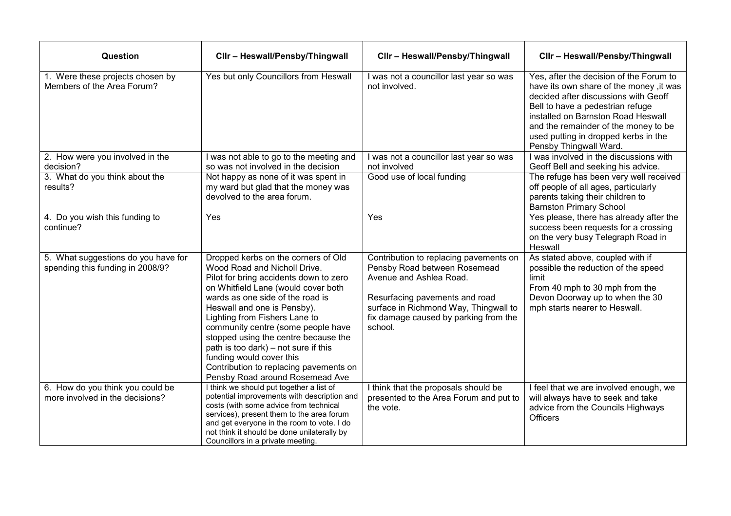| Question | Cllr – Heswall/Pensby/Thingwall | Cllr – Heswall/Pensby/Thingwall | Cllr – Heswall/Pensby/Thingwall |
|---|---|---|---|
| 1. Were these projects chosen by Members of the Area Forum? | Yes but only Councillors from Heswall | I was not a councillor last year so was not involved. | Yes, after the decision of the Forum to have its own share of the money ,it was decided after discussions with Geoff Bell to have a pedestrian refuge installed on Barnston Road Heswall and the remainder of the money to be used putting in dropped kerbs in the Pensby Thingwall Ward. |
| 2. How were you involved in the decision? | I was not able to go to the meeting and so was not involved in the decision | I was not a councillor last year so was not involved | I was involved in the discussions with Geoff Bell and seeking his advice. |
| 3. What do you think about the results? | Not happy as none of it was spent in my ward but glad that the money was devolved to the area forum. | Good use of local funding | The refuge has been very well received off people of all ages, particularly parents taking their children to Barnston Primary School |
| 4. Do you wish this funding to continue? | Yes | Yes | Yes please, there has already after the success been requests for a crossing on the very busy Telegraph Road in Heswall |
| 5. What suggestions do you have for spending this funding in 2008/9? | Dropped kerbs on the corners of Old Wood Road and Nicholl Drive.<br>Pilot for bring accidents down to zero on Whitfield Lane (would cover both wards as one side of the road is Heswall and one is Pensby).<br>Lighting from Fishers Lane to community centre (some people have stopped using the centre because the path is too dark) – not sure if this funding would cover this<br>Contribution to replacing pavements on Pensby Road around Rosemead Ave | Contribution to replacing pavements on Pensby Road between Rosemead Avenue and Ashlea Road.<br><br>Resurfacing pavements and road surface in Richmond Way, Thingwall to fix damage caused by parking from the school. | As stated above, coupled with if possible the reduction of the speed limit<br>From 40 mph to 30 mph from the Devon Doorway up to when the 30 mph starts nearer to Heswall. |
| 6. How do you think you could be more involved in the decisions? | I think we should put together a list of potential improvements with description and costs (with some advice from technical services), present them to the area forum and get everyone in the room to vote. I do not think it should be done unilaterally by Councillors in a private meeting. | I think that the proposals should be presented to the Area Forum and put to the vote. | I feel that we are involved enough, we will always have to seek and take advice from the Councils Highways Officers |